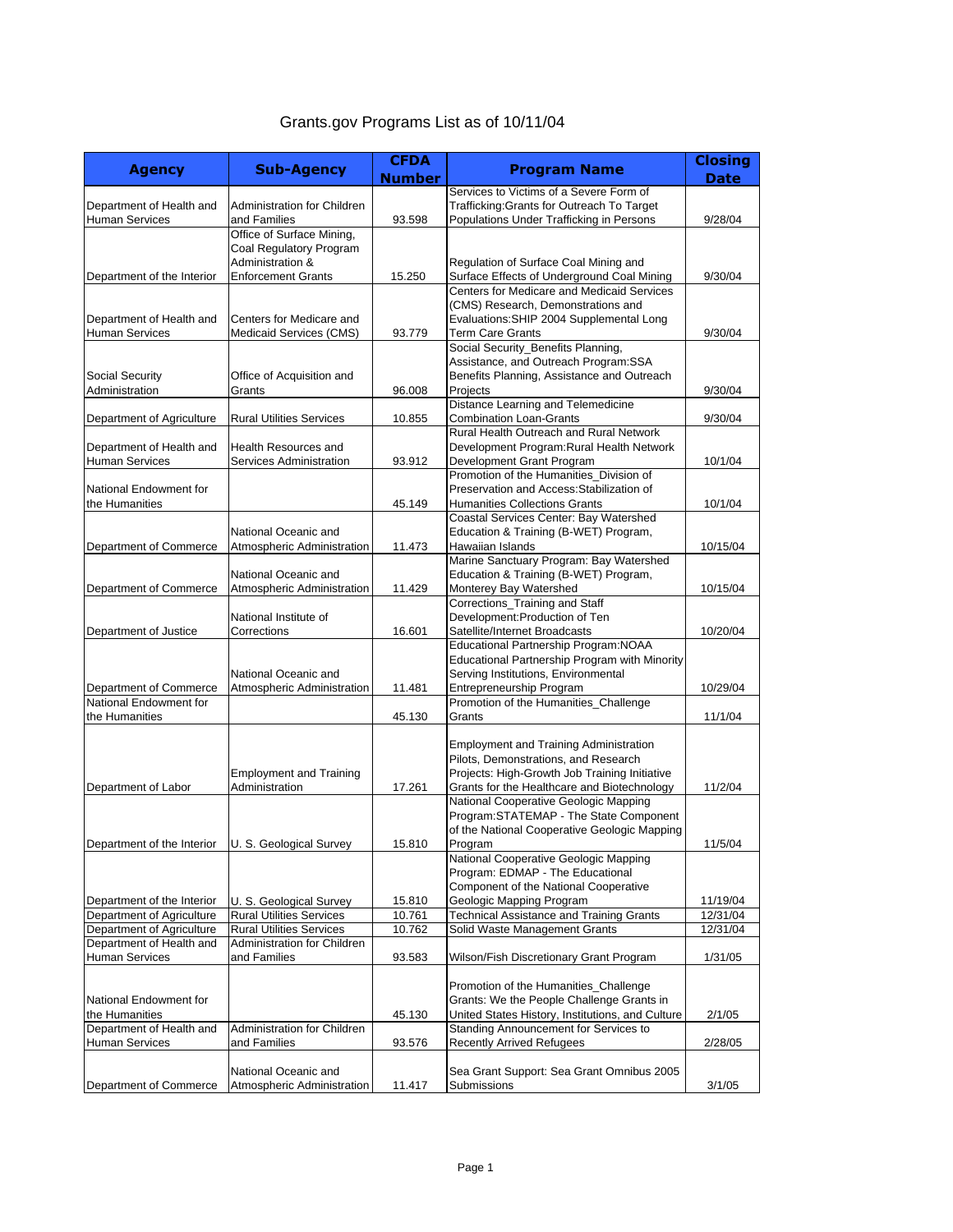# Grants.gov Programs List as of 10/11/04

| Agency | Sub-Agency | CFDA Number | Program Name | Closing Date |
|---|---|---|---|---|
| Department of Health and Human Services | Administration for Children and Families | 93.598 | Services to Victims of a Severe Form of Trafficking:Grants for Outreach To Target Populations Under Trafficking in Persons | 9/28/04 |
| Department of the Interior | Office of Surface Mining, Coal Regulatory Program Administration & Enforcement Grants | 15.250 | Regulation of Surface Coal Mining and Surface Effects of Underground Coal Mining | 9/30/04 |
| Department of Health and Human Services | Centers for Medicare and Medicaid Services (CMS) | 93.779 | Centers for Medicare and Medicaid Services (CMS) Research, Demonstrations and Evaluations:SHIP 2004 Supplemental Long Term Care Grants | 9/30/04 |
| Social Security Administration | Office of Acquisition and Grants | 96.008 | Social Security_Benefits Planning, Assistance, and Outreach Program:SSA Benefits Planning, Assistance and Outreach Projects | 9/30/04 |
| Department of Agriculture | Rural Utilities Services | 10.855 | Distance Learning and Telemedicine Combination Loan-Grants | 9/30/04 |
| Department of Health and Human Services | Health Resources and Services Administration | 93.912 | Rural Health Outreach and Rural Network Development Program:Rural Health Network Development Grant Program | 10/1/04 |
| National Endowment for the Humanities | | 45.149 | Promotion of the Humanities_Division of Preservation and Access:Stabilization of Humanities Collections Grants | 10/1/04 |
| Department of Commerce | National Oceanic and Atmospheric Administration | 11.473 | Coastal Services Center: Bay Watershed Education & Training (B-WET) Program, Hawaiian Islands | 10/15/04 |
| Department of Commerce | National Oceanic and Atmospheric Administration | 11.429 | Marine Sanctuary Program: Bay Watershed Education & Training (B-WET) Program, Monterey Bay Watershed | 10/15/04 |
| Department of Justice | National Institute of Corrections | 16.601 | Corrections_Training and Staff Development:Production of Ten Satellite/Internet Broadcasts | 10/20/04 |
| Department of Commerce | National Oceanic and Atmospheric Administration | 11.481 | Educational Partnership Program:NOAA Educational Partnership Program with Minority Serving Institutions, Environmental Entrepreneurship Program | 10/29/04 |
| National Endowment for the Humanities | | 45.130 | Promotion of the Humanities_Challenge Grants | 11/1/04 |
| Department of Labor | Employment and Training Administration | 17.261 | Employment and Training Administration Pilots, Demonstrations, and Research Projects: High-Growth Job Training Initiative Grants for the Healthcare and Biotechnology | 11/2/04 |
| Department of the Interior | U. S. Geological Survey | 15.810 | National Cooperative Geologic Mapping Program:STATEMAP - The State Component of the National Cooperative Geologic Mapping Program | 11/5/04 |
| Department of the Interior | U. S. Geological Survey | 15.810 | National Cooperative Geologic Mapping Program: EDMAP - The Educational Component of the National Cooperative Geologic Mapping Program | 11/19/04 |
| Department of Agriculture | Rural Utilities Services | 10.761 | Technical Assistance and Training Grants | 12/31/04 |
| Department of Agriculture | Rural Utilities Services | 10.762 | Solid Waste Management Grants | 12/31/04 |
| Department of Health and Human Services | Administration for Children and Families | 93.583 | Wilson/Fish Discretionary Grant Program | 1/31/05 |
| National Endowment for the Humanities | | 45.130 | Promotion of the Humanities_Challenge Grants: We the People Challenge Grants in United States History, Institutions, and Culture | 2/1/05 |
| Department of Health and Human Services | Administration for Children and Families | 93.576 | Standing Announcement for Services to Recently Arrived Refugees | 2/28/05 |
| Department of Commerce | National Oceanic and Atmospheric Administration | 11.417 | Sea Grant Support: Sea Grant Omnibus 2005 Submissions | 3/1/05 |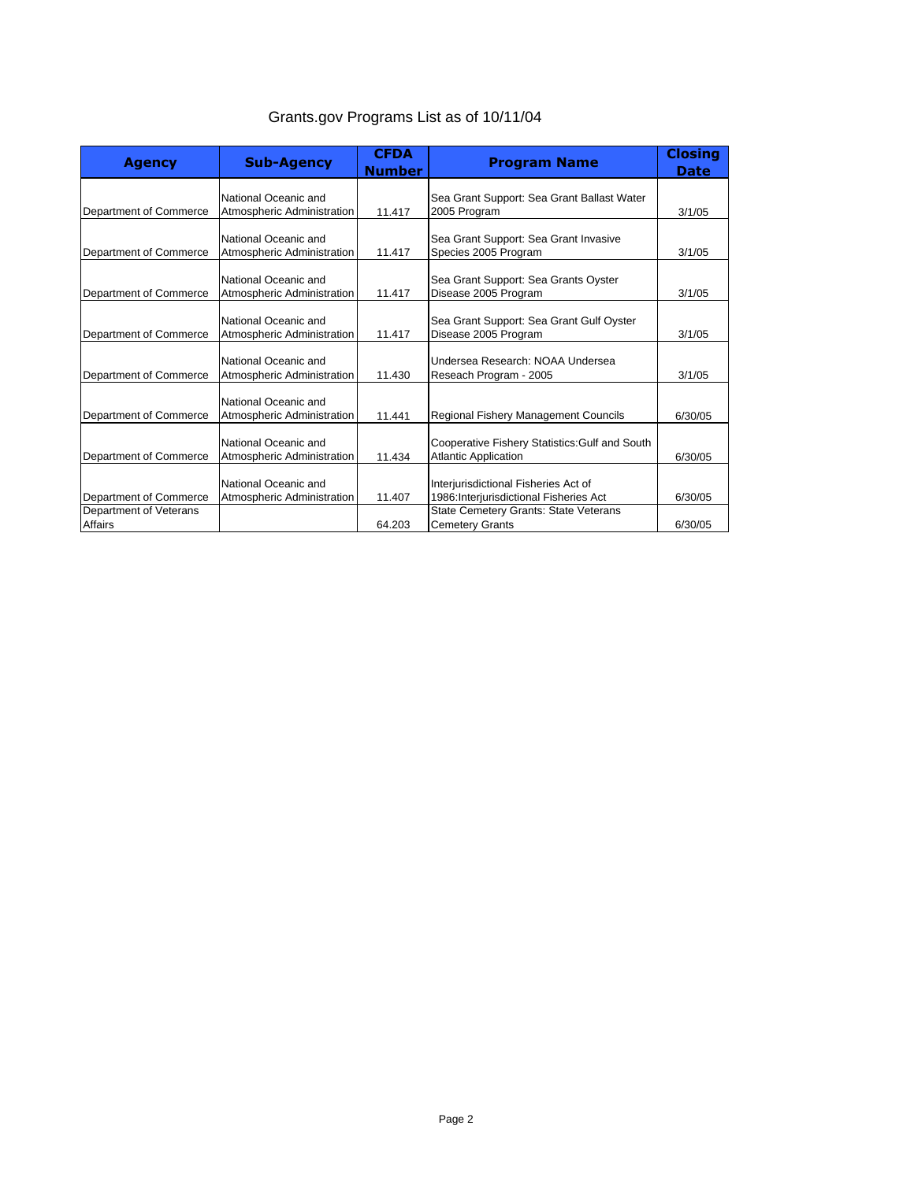Grants.gov Programs List as of 10/11/04

| Agency | Sub-Agency | CFDA Number | Program Name | Closing Date |
|---|---|---|---|---|
| Department of Commerce | National Oceanic and Atmospheric Administration | 11.417 | Sea Grant Support: Sea Grant Ballast Water 2005 Program | 3/1/05 |
| Department of Commerce | National Oceanic and Atmospheric Administration | 11.417 | Sea Grant Support: Sea Grant Invasive Species 2005 Program | 3/1/05 |
| Department of Commerce | National Oceanic and Atmospheric Administration | 11.417 | Sea Grant Support: Sea Grants Oyster Disease 2005 Program | 3/1/05 |
| Department of Commerce | National Oceanic and Atmospheric Administration | 11.417 | Sea Grant Support: Sea Grant Gulf Oyster Disease 2005 Program | 3/1/05 |
| Department of Commerce | National Oceanic and Atmospheric Administration | 11.430 | Undersea Research: NOAA Undersea Reseach Program - 2005 | 3/1/05 |
| Department of Commerce | National Oceanic and Atmospheric Administration | 11.441 | Regional Fishery Management Councils | 6/30/05 |
| Department of Commerce | National Oceanic and Atmospheric Administration | 11.434 | Cooperative Fishery Statistics:Gulf and South Atlantic Application | 6/30/05 |
| Department of Commerce | National Oceanic and Atmospheric Administration | 11.407 | Interjurisdictional Fisheries Act of 1986:Interjurisdictional Fisheries Act | 6/30/05 |
| Department of Veterans Affairs | | 64.203 | State Cemetery Grants: State Veterans Cemetery Grants | 6/30/05 |